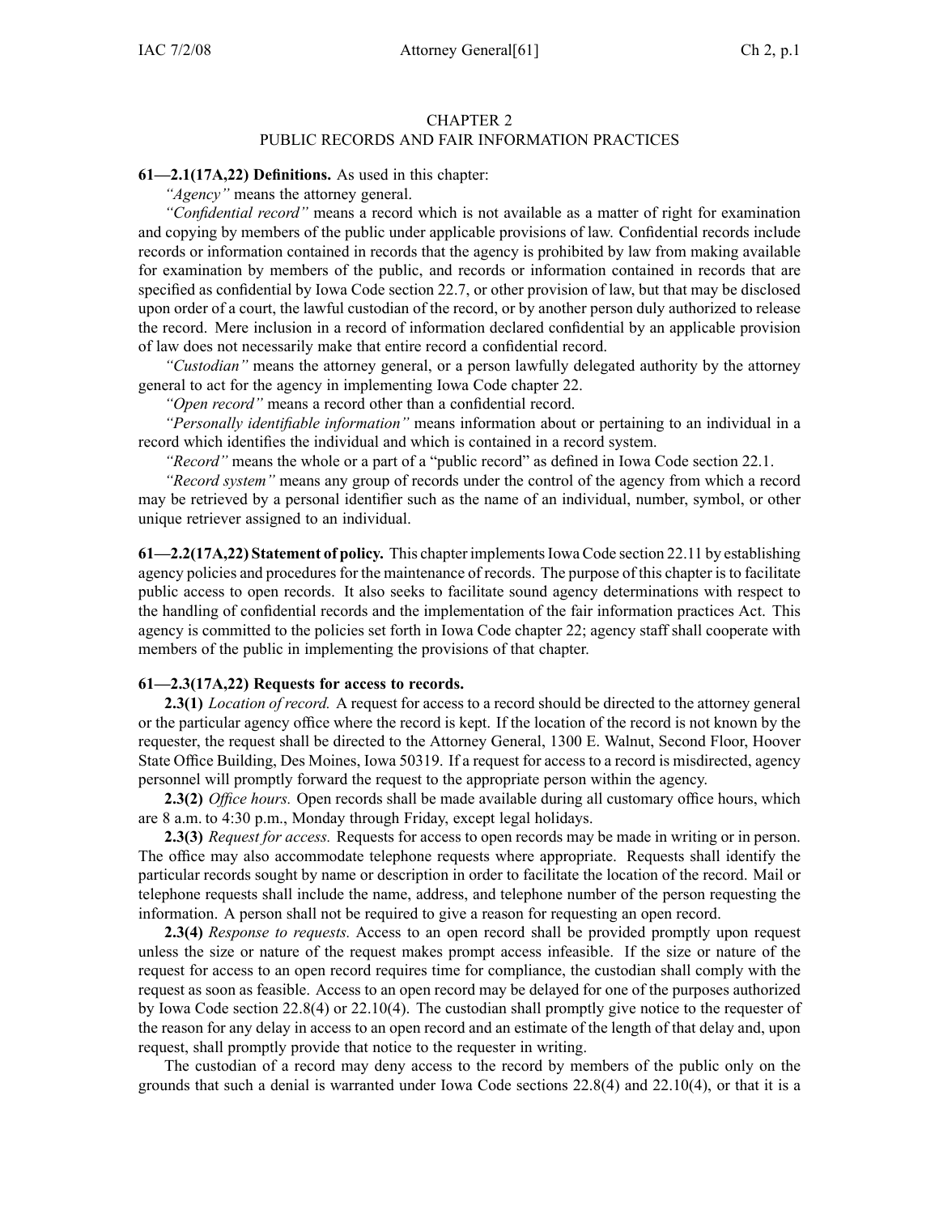# CHAPTER 2
## PUBLIC RECORDS AND FAIR INFORMATION PRACTICES

**61—2.1(17A,22) Definitions.** As used in this chapter:

*"Agency"* means the attorney general.

*"Confidential record"* means a record which is not available as a matter of right for examination and copying by members of the public under applicable provisions of law. Confidential records include records or information contained in records that the agency is prohibited by law from making available for examination by members of the public, and records or information contained in records that are specified as confidential by Iowa Code section 22.7, or other provision of law, but that may be disclosed upon order of a court, the lawful custodian of the record, or by another person duly authorized to release the record. Mere inclusion in a record of information declared confidential by an applicable provision of law does not necessarily make that entire record a confidential record.

*"Custodian"* means the attorney general, or a person lawfully delegated authority by the attorney general to act for the agency in implementing Iowa Code chapter 22.

*"Open record"* means a record other than a confidential record.

*"Personally identifiable information"* means information about or pertaining to an individual in a record which identifies the individual and which is contained in a record system.

*"Record"* means the whole or a part of a "public record" as defined in Iowa Code section 22.1.

*"Record system"* means any group of records under the control of the agency from which a record may be retrieved by a personal identifier such as the name of an individual, number, symbol, or other unique retriever assigned to an individual.

**61—2.2(17A,22) Statement of policy.** This chapter implements Iowa Code section 22.11 by establishing agency policies and procedures for the maintenance of records. The purpose of this chapter is to facilitate public access to open records. It also seeks to facilitate sound agency determinations with respect to the handling of confidential records and the implementation of the fair information practices Act. This agency is committed to the policies set forth in Iowa Code chapter 22; agency staff shall cooperate with members of the public in implementing the provisions of that chapter.

**61—2.3(17A,22) Requests for access to records.**

**2.3(1)** *Location of record.* A request for access to a record should be directed to the attorney general or the particular agency office where the record is kept. If the location of the record is not known by the requester, the request shall be directed to the Attorney General, 1300 E. Walnut, Second Floor, Hoover State Office Building, Des Moines, Iowa 50319. If a request for access to a record is misdirected, agency personnel will promptly forward the request to the appropriate person within the agency.

**2.3(2)** *Office hours.* Open records shall be made available during all customary office hours, which are 8 a.m. to 4:30 p.m., Monday through Friday, except legal holidays.

**2.3(3)** *Request for access.* Requests for access to open records may be made in writing or in person. The office may also accommodate telephone requests where appropriate. Requests shall identify the particular records sought by name or description in order to facilitate the location of the record. Mail or telephone requests shall include the name, address, and telephone number of the person requesting the information. A person shall not be required to give a reason for requesting an open record.

**2.3(4)** *Response to requests.* Access to an open record shall be provided promptly upon request unless the size or nature of the request makes prompt access infeasible. If the size or nature of the request for access to an open record requires time for compliance, the custodian shall comply with the request as soon as feasible. Access to an open record may be delayed for one of the purposes authorized by Iowa Code section 22.8(4) or 22.10(4). The custodian shall promptly give notice to the requester of the reason for any delay in access to an open record and an estimate of the length of that delay and, upon request, shall promptly provide that notice to the requester in writing.

The custodian of a record may deny access to the record by members of the public only on the grounds that such a denial is warranted under Iowa Code sections 22.8(4) and 22.10(4), or that it is a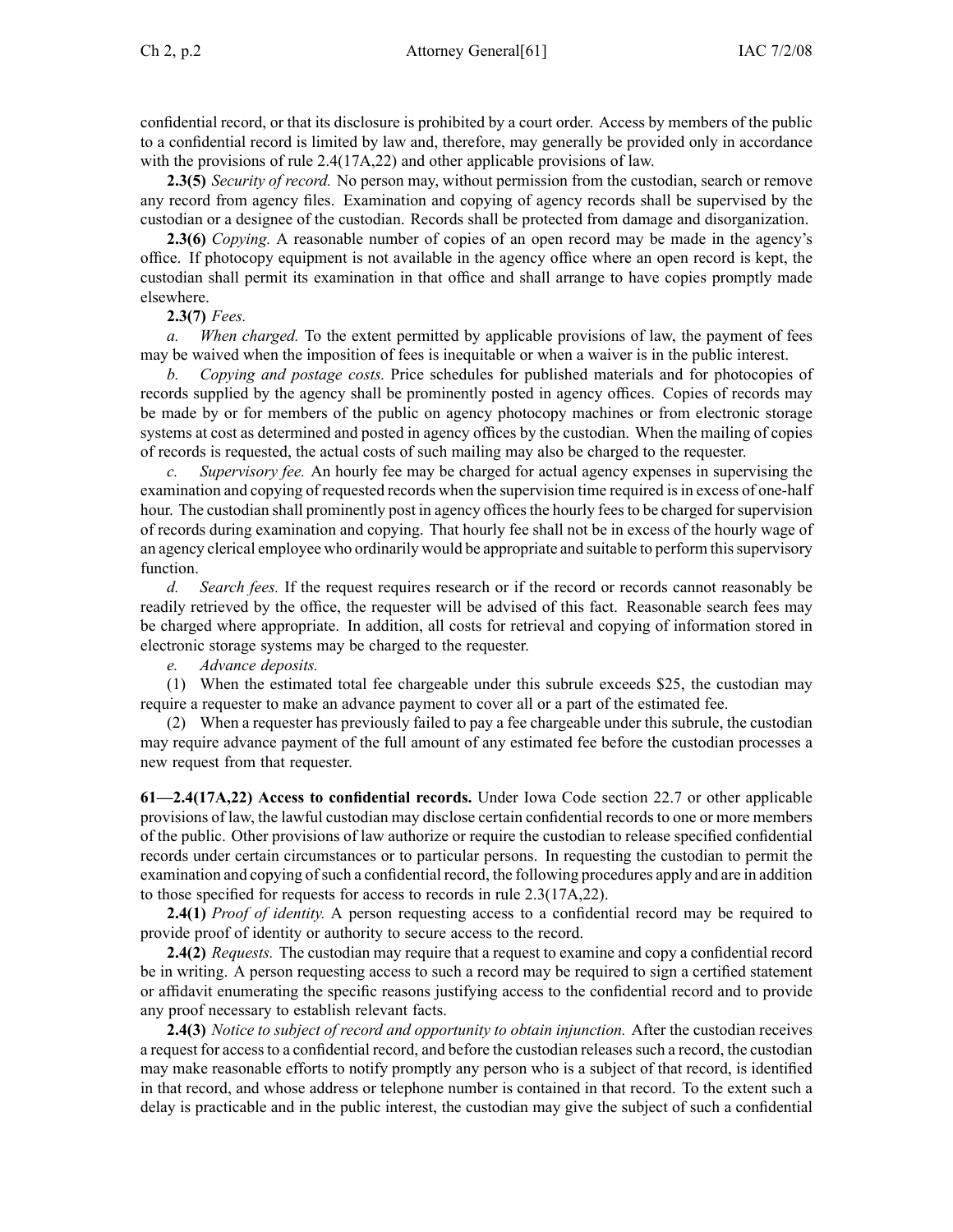confidential record, or that its disclosure is prohibited by a court order. Access by members of the public to a confidential record is limited by law and, therefore, may generally be provided only in accordance with the provisions of rule 2.4(17A,22) and other applicable provisions of law.

**2.3(5)** *Security of record.* No person may, without permission from the custodian, search or remove any record from agency files. Examination and copying of agency records shall be supervised by the custodian or a designee of the custodian. Records shall be protected from damage and disorganization.

**2.3(6)** *Copying.* A reasonable number of copies of an open record may be made in the agency's office. If photocopy equipment is not available in the agency office where an open record is kept, the custodian shall permit its examination in that office and shall arrange to have copies promptly made elsewhere.

**2.3(7)** *Fees.*

*a.* *When charged.* To the extent permitted by applicable provisions of law, the payment of fees may be waived when the imposition of fees is inequitable or when a waiver is in the public interest.

*b.* *Copying and postage costs.* Price schedules for published materials and for photocopies of records supplied by the agency shall be prominently posted in agency offices. Copies of records may be made by or for members of the public on agency photocopy machines or from electronic storage systems at cost as determined and posted in agency offices by the custodian. When the mailing of copies of records is requested, the actual costs of such mailing may also be charged to the requester.

*c.* *Supervisory fee.* An hourly fee may be charged for actual agency expenses in supervising the examination and copying of requested records when the supervision time required is in excess of one-half hour. The custodian shall prominently post in agency offices the hourly fees to be charged for supervision of records during examination and copying. That hourly fee shall not be in excess of the hourly wage of an agency clerical employee who ordinarily would be appropriate and suitable to perform this supervisory function.

*d.* *Search fees.* If the request requires research or if the record or records cannot reasonably be readily retrieved by the office, the requester will be advised of this fact. Reasonable search fees may be charged where appropriate. In addition, all costs for retrieval and copying of information stored in electronic storage systems may be charged to the requester.

*e.* *Advance deposits.*

(1) When the estimated total fee chargeable under this subrule exceeds $25, the custodian may require a requester to make an advance payment to cover all or a part of the estimated fee.

(2) When a requester has previously failed to pay a fee chargeable under this subrule, the custodian may require advance payment of the full amount of any estimated fee before the custodian processes a new request from that requester.

**61—2.4(17A,22) Access to confidential records.** Under Iowa Code section 22.7 or other applicable provisions of law, the lawful custodian may disclose certain confidential records to one or more members of the public. Other provisions of law authorize or require the custodian to release specified confidential records under certain circumstances or to particular persons. In requesting the custodian to permit the examination and copying of such a confidential record, the following procedures apply and are in addition to those specified for requests for access to records in rule 2.3(17A,22).

**2.4(1)** *Proof of identity.* A person requesting access to a confidential record may be required to provide proof of identity or authority to secure access to the record.

**2.4(2)** *Requests.* The custodian may require that a request to examine and copy a confidential record be in writing. A person requesting access to such a record may be required to sign a certified statement or affidavit enumerating the specific reasons justifying access to the confidential record and to provide any proof necessary to establish relevant facts.

**2.4(3)** *Notice to subject of record and opportunity to obtain injunction.* After the custodian receives a request for access to a confidential record, and before the custodian releases such a record, the custodian may make reasonable efforts to notify promptly any person who is a subject of that record, is identified in that record, and whose address or telephone number is contained in that record. To the extent such a delay is practicable and in the public interest, the custodian may give the subject of such a confidential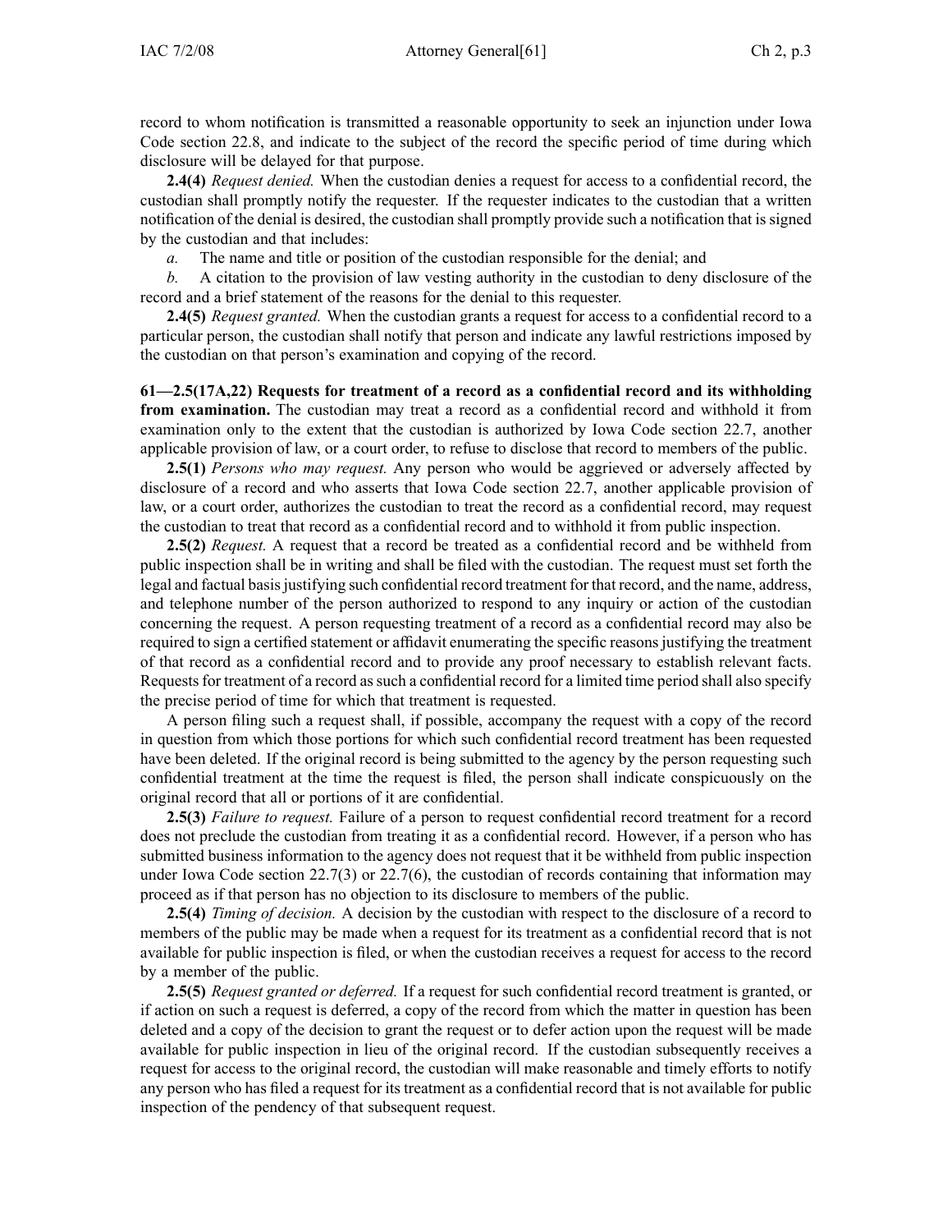record to whom notification is transmitted a reasonable opportunity to seek an injunction under Iowa Code section 22.8, and indicate to the subject of the record the specific period of time during which disclosure will be delayed for that purpose.

**2.4(4)** *Request denied.* When the custodian denies a request for access to a confidential record, the custodian shall promptly notify the requester. If the requester indicates to the custodian that a written notification of the denial is desired, the custodian shall promptly provide such a notification that is signed by the custodian and that includes:

*a.* The name and title or position of the custodian responsible for the denial; and

*b.* A citation to the provision of law vesting authority in the custodian to deny disclosure of the record and a brief statement of the reasons for the denial to this requester.

**2.4(5)** *Request granted.* When the custodian grants a request for access to a confidential record to a particular person, the custodian shall notify that person and indicate any lawful restrictions imposed by the custodian on that person's examination and copying of the record.

**61—2.5(17A,22) Requests for treatment of a record as a confidential record and its withholding from examination.** The custodian may treat a record as a confidential record and withhold it from examination only to the extent that the custodian is authorized by Iowa Code section 22.7, another applicable provision of law, or a court order, to refuse to disclose that record to members of the public.

**2.5(1)** *Persons who may request.* Any person who would be aggrieved or adversely affected by disclosure of a record and who asserts that Iowa Code section 22.7, another applicable provision of law, or a court order, authorizes the custodian to treat the record as a confidential record, may request the custodian to treat that record as a confidential record and to withhold it from public inspection.

**2.5(2)** *Request.* A request that a record be treated as a confidential record and be withheld from public inspection shall be in writing and shall be filed with the custodian. The request must set forth the legal and factual basis justifying such confidential record treatment for that record, and the name, address, and telephone number of the person authorized to respond to any inquiry or action of the custodian concerning the request. A person requesting treatment of a record as a confidential record may also be required to sign a certified statement or affidavit enumerating the specific reasons justifying the treatment of that record as a confidential record and to provide any proof necessary to establish relevant facts. Requests for treatment of a record as such a confidential record for a limited time period shall also specify the precise period of time for which that treatment is requested.

A person filing such a request shall, if possible, accompany the request with a copy of the record in question from which those portions for which such confidential record treatment has been requested have been deleted. If the original record is being submitted to the agency by the person requesting such confidential treatment at the time the request is filed, the person shall indicate conspicuously on the original record that all or portions of it are confidential.

**2.5(3)** *Failure to request.* Failure of a person to request confidential record treatment for a record does not preclude the custodian from treating it as a confidential record. However, if a person who has submitted business information to the agency does not request that it be withheld from public inspection under Iowa Code section 22.7(3) or 22.7(6), the custodian of records containing that information may proceed as if that person has no objection to its disclosure to members of the public.

**2.5(4)** *Timing of decision.* A decision by the custodian with respect to the disclosure of a record to members of the public may be made when a request for its treatment as a confidential record that is not available for public inspection is filed, or when the custodian receives a request for access to the record by a member of the public.

**2.5(5)** *Request granted or deferred.* If a request for such confidential record treatment is granted, or if action on such a request is deferred, a copy of the record from which the matter in question has been deleted and a copy of the decision to grant the request or to defer action upon the request will be made available for public inspection in lieu of the original record. If the custodian subsequently receives a request for access to the original record, the custodian will make reasonable and timely efforts to notify any person who has filed a request for its treatment as a confidential record that is not available for public inspection of the pendency of that subsequent request.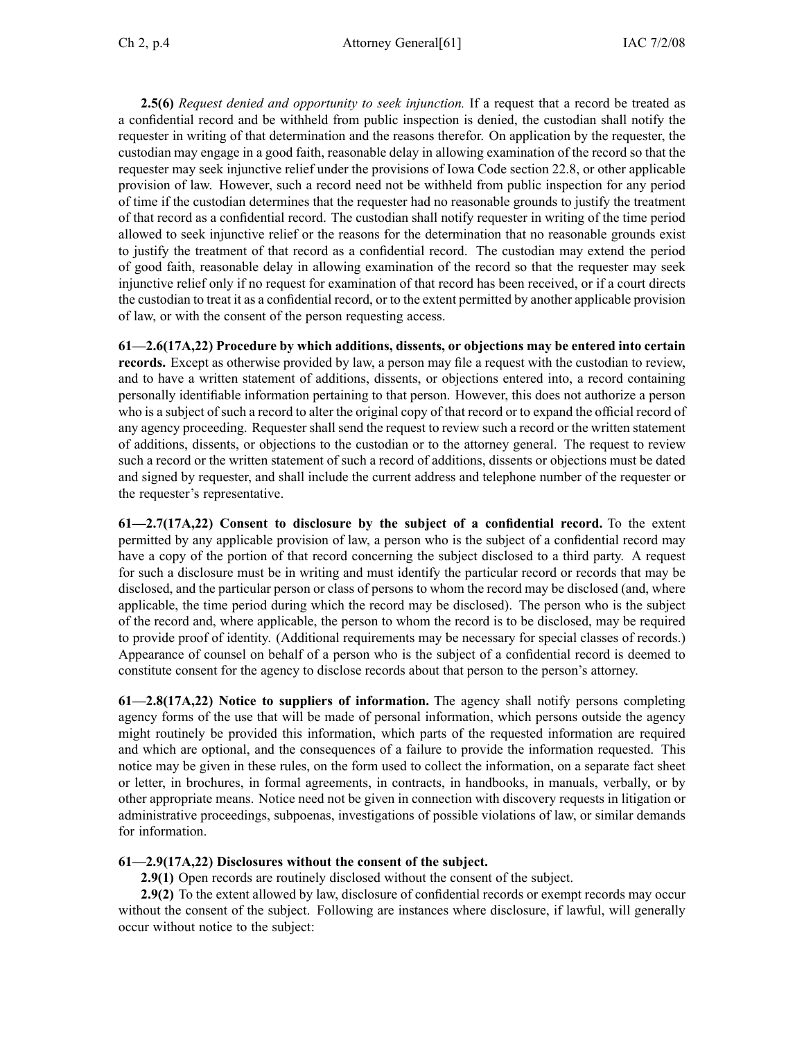**2.5(6)** *Request denied and opportunity to seek injunction.* If a request that a record be treated as a confidential record and be withheld from public inspection is denied, the custodian shall notify the requester in writing of that determination and the reasons therefor. On application by the requester, the custodian may engage in a good faith, reasonable delay in allowing examination of the record so that the requester may seek injunctive relief under the provisions of Iowa Code section 22.8, or other applicable provision of law. However, such a record need not be withheld from public inspection for any period of time if the custodian determines that the requester had no reasonable grounds to justify the treatment of that record as a confidential record. The custodian shall notify requester in writing of the time period allowed to seek injunctive relief or the reasons for the determination that no reasonable grounds exist to justify the treatment of that record as a confidential record. The custodian may extend the period of good faith, reasonable delay in allowing examination of the record so that the requester may seek injunctive relief only if no request for examination of that record has been received, or if a court directs the custodian to treat it as a confidential record, or to the extent permitted by another applicable provision of law, or with the consent of the person requesting access.

**61—2.6(17A,22) Procedure by which additions, dissents, or objections may be entered into certain records.** Except as otherwise provided by law, a person may file a request with the custodian to review, and to have a written statement of additions, dissents, or objections entered into, a record containing personally identifiable information pertaining to that person. However, this does not authorize a person who is a subject of such a record to alter the original copy of that record or to expand the official record of any agency proceeding. Requester shall send the request to review such a record or the written statement of additions, dissents, or objections to the custodian or to the attorney general. The request to review such a record or the written statement of such a record of additions, dissents or objections must be dated and signed by requester, and shall include the current address and telephone number of the requester or the requester's representative.

**61—2.7(17A,22) Consent to disclosure by the subject of a confidential record.** To the extent permitted by any applicable provision of law, a person who is the subject of a confidential record may have a copy of the portion of that record concerning the subject disclosed to a third party. A request for such a disclosure must be in writing and must identify the particular record or records that may be disclosed, and the particular person or class of persons to whom the record may be disclosed (and, where applicable, the time period during which the record may be disclosed). The person who is the subject of the record and, where applicable, the person to whom the record is to be disclosed, may be required to provide proof of identity. (Additional requirements may be necessary for special classes of records.) Appearance of counsel on behalf of a person who is the subject of a confidential record is deemed to constitute consent for the agency to disclose records about that person to the person's attorney.

**61—2.8(17A,22) Notice to suppliers of information.** The agency shall notify persons completing agency forms of the use that will be made of personal information, which persons outside the agency might routinely be provided this information, which parts of the requested information are required and which are optional, and the consequences of a failure to provide the information requested. This notice may be given in these rules, on the form used to collect the information, on a separate fact sheet or letter, in brochures, in formal agreements, in contracts, in handbooks, in manuals, verbally, or by other appropriate means. Notice need not be given in connection with discovery requests in litigation or administrative proceedings, subpoenas, investigations of possible violations of law, or similar demands for information.

**61—2.9(17A,22) Disclosures without the consent of the subject.**

**2.9(1)** Open records are routinely disclosed without the consent of the subject.

**2.9(2)** To the extent allowed by law, disclosure of confidential records or exempt records may occur without the consent of the subject. Following are instances where disclosure, if lawful, will generally occur without notice to the subject: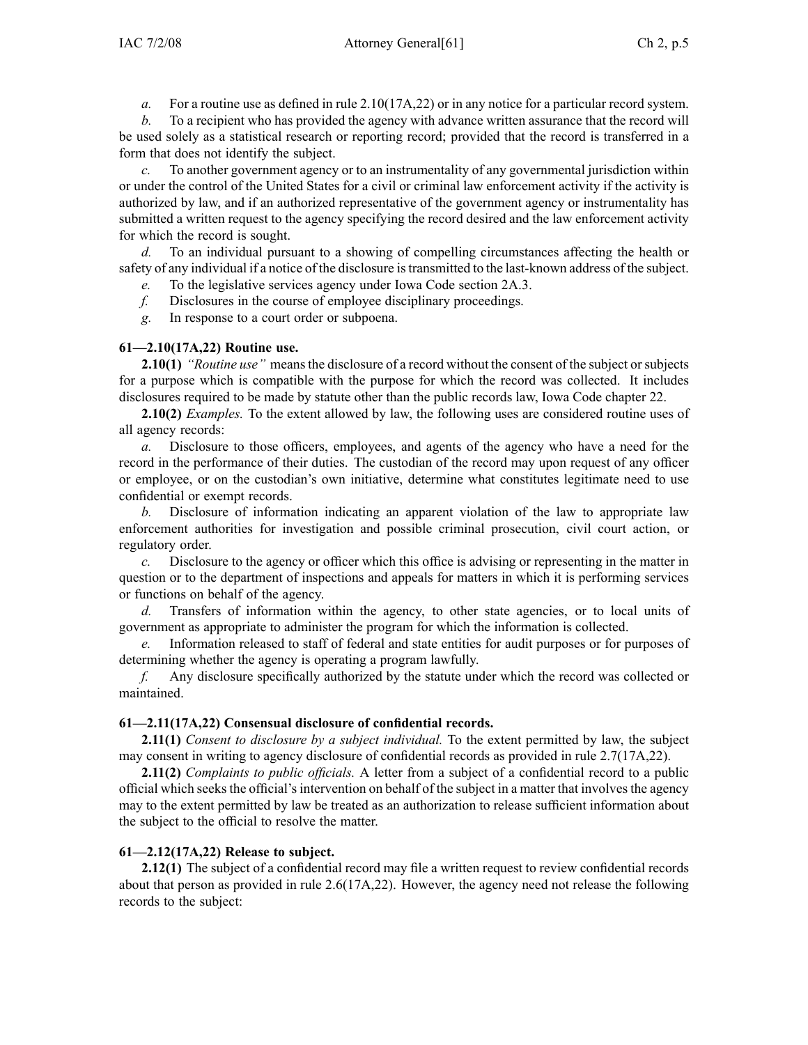*a.* For a routine use as defined in rule 2.10(17A,22) or in any notice for a particular record system.

*b.* To a recipient who has provided the agency with advance written assurance that the record will be used solely as a statistical research or reporting record; provided that the record is transferred in a form that does not identify the subject.

*c.* To another government agency or to an instrumentality of any governmental jurisdiction within or under the control of the United States for a civil or criminal law enforcement activity if the activity is authorized by law, and if an authorized representative of the government agency or instrumentality has submitted a written request to the agency specifying the record desired and the law enforcement activity for which the record is sought.

*d.* To an individual pursuant to a showing of compelling circumstances affecting the health or safety of any individual if a notice of the disclosure is transmitted to the last-known address of the subject.

*e.* To the legislative services agency under Iowa Code section 2A.3.

*f.* Disclosures in the course of employee disciplinary proceedings.

*g.* In response to a court order or subpoena.

**61—2.10(17A,22) Routine use.**

**2.10(1)** *"Routine use"* means the disclosure of a record without the consent of the subject or subjects for a purpose which is compatible with the purpose for which the record was collected. It includes disclosures required to be made by statute other than the public records law, Iowa Code chapter 22.

**2.10(2)** *Examples.* To the extent allowed by law, the following uses are considered routine uses of all agency records:

*a.* Disclosure to those officers, employees, and agents of the agency who have a need for the record in the performance of their duties. The custodian of the record may upon request of any officer or employee, or on the custodian's own initiative, determine what constitutes legitimate need to use confidential or exempt records.

*b.* Disclosure of information indicating an apparent violation of the law to appropriate law enforcement authorities for investigation and possible criminal prosecution, civil court action, or regulatory order.

*c.* Disclosure to the agency or officer which this office is advising or representing in the matter in question or to the department of inspections and appeals for matters in which it is performing services or functions on behalf of the agency.

*d.* Transfers of information within the agency, to other state agencies, or to local units of government as appropriate to administer the program for which the information is collected.

*e.* Information released to staff of federal and state entities for audit purposes or for purposes of determining whether the agency is operating a program lawfully.

*f.* Any disclosure specifically authorized by the statute under which the record was collected or maintained.

**61—2.11(17A,22) Consensual disclosure of confidential records.**

**2.11(1)** *Consent to disclosure by a subject individual.* To the extent permitted by law, the subject may consent in writing to agency disclosure of confidential records as provided in rule 2.7(17A,22).

**2.11(2)** *Complaints to public officials.* A letter from a subject of a confidential record to a public official which seeks the official's intervention on behalf of the subject in a matter that involves the agency may to the extent permitted by law be treated as an authorization to release sufficient information about the subject to the official to resolve the matter.

**61—2.12(17A,22) Release to subject.**

**2.12(1)** The subject of a confidential record may file a written request to review confidential records about that person as provided in rule 2.6(17A,22). However, the agency need not release the following records to the subject: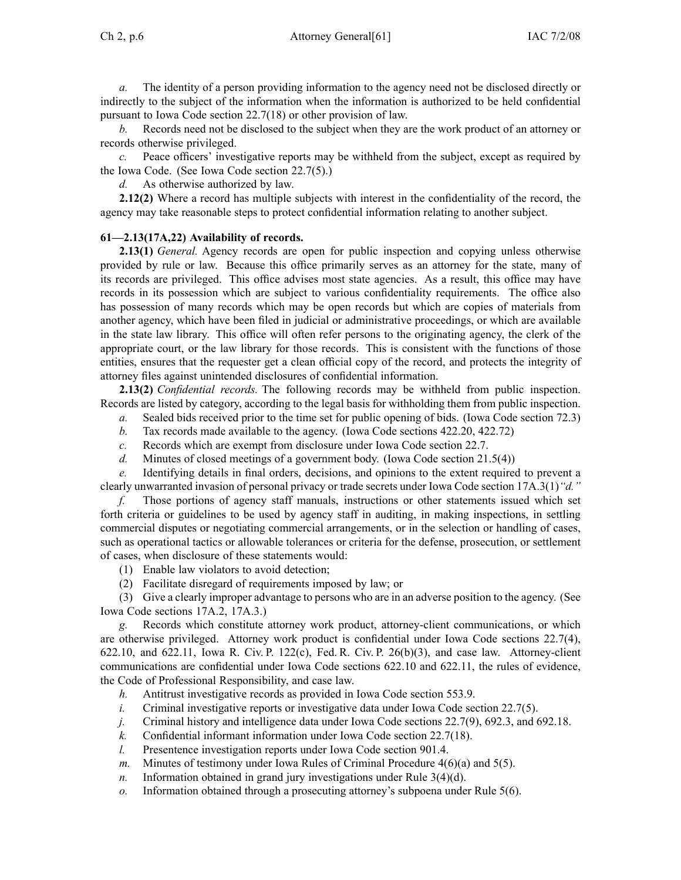*a.* The identity of a person providing information to the agency need not be disclosed directly or indirectly to the subject of the information when the information is authorized to be held confidential pursuant to Iowa Code section 22.7(18) or other provision of law.

*b.* Records need not be disclosed to the subject when they are the work product of an attorney or records otherwise privileged.

*c.* Peace officers' investigative reports may be withheld from the subject, except as required by the Iowa Code. (See Iowa Code section 22.7(5).)

*d.* As otherwise authorized by law.

**2.12(2)** Where a record has multiple subjects with interest in the confidentiality of the record, the agency may take reasonable steps to protect confidential information relating to another subject.

**61—2.13(17A,22) Availability of records.**

**2.13(1)** *General.* Agency records are open for public inspection and copying unless otherwise provided by rule or law. Because this office primarily serves as an attorney for the state, many of its records are privileged. This office advises most state agencies. As a result, this office may have records in its possession which are subject to various confidentiality requirements. The office also has possession of many records which may be open records but which are copies of materials from another agency, which have been filed in judicial or administrative proceedings, or which are available in the state law library. This office will often refer persons to the originating agency, the clerk of the appropriate court, or the law library for those records. This is consistent with the functions of those entities, ensures that the requester get a clean official copy of the record, and protects the integrity of attorney files against unintended disclosures of confidential information.

**2.13(2)** *Confidential records.* The following records may be withheld from public inspection. Records are listed by category, according to the legal basis for withholding them from public inspection.

*a.* Sealed bids received prior to the time set for public opening of bids. (Iowa Code section 72.3)

*b.* Tax records made available to the agency. (Iowa Code sections 422.20, 422.72)

*c.* Records which are exempt from disclosure under Iowa Code section 22.7.

*d.* Minutes of closed meetings of a government body. (Iowa Code section 21.5(4))

*e.* Identifying details in final orders, decisions, and opinions to the extent required to prevent a clearly unwarranted invasion of personal privacy or trade secrets under Iowa Code section 17A.3(1)*"d."*

*f.* Those portions of agency staff manuals, instructions or other statements issued which set forth criteria or guidelines to be used by agency staff in auditing, in making inspections, in settling commercial disputes or negotiating commercial arrangements, or in the selection or handling of cases, such as operational tactics or allowable tolerances or criteria for the defense, prosecution, or settlement of cases, when disclosure of these statements would:

(1) Enable law violators to avoid detection;

(2) Facilitate disregard of requirements imposed by law; or

(3) Give a clearly improper advantage to persons who are in an adverse position to the agency. (See Iowa Code sections 17A.2, 17A.3.)

*g.* Records which constitute attorney work product, attorney-client communications, or which are otherwise privileged. Attorney work product is confidential under Iowa Code sections 22.7(4), 622.10, and 622.11, Iowa R. Civ. P. 122(c), Fed. R. Civ. P. 26(b)(3), and case law. Attorney-client communications are confidential under Iowa Code sections 622.10 and 622.11, the rules of evidence, the Code of Professional Responsibility, and case law.

*h.* Antitrust investigative records as provided in Iowa Code section 553.9.

*i.* Criminal investigative reports or investigative data under Iowa Code section 22.7(5).

*j.* Criminal history and intelligence data under Iowa Code sections 22.7(9), 692.3, and 692.18.

*k.* Confidential informant information under Iowa Code section 22.7(18).

*l.* Presentence investigation reports under Iowa Code section 901.4.

*m.* Minutes of testimony under Iowa Rules of Criminal Procedure 4(6)(a) and 5(5).

*n.* Information obtained in grand jury investigations under Rule 3(4)(d).

*o.* Information obtained through a prosecuting attorney's subpoena under Rule 5(6).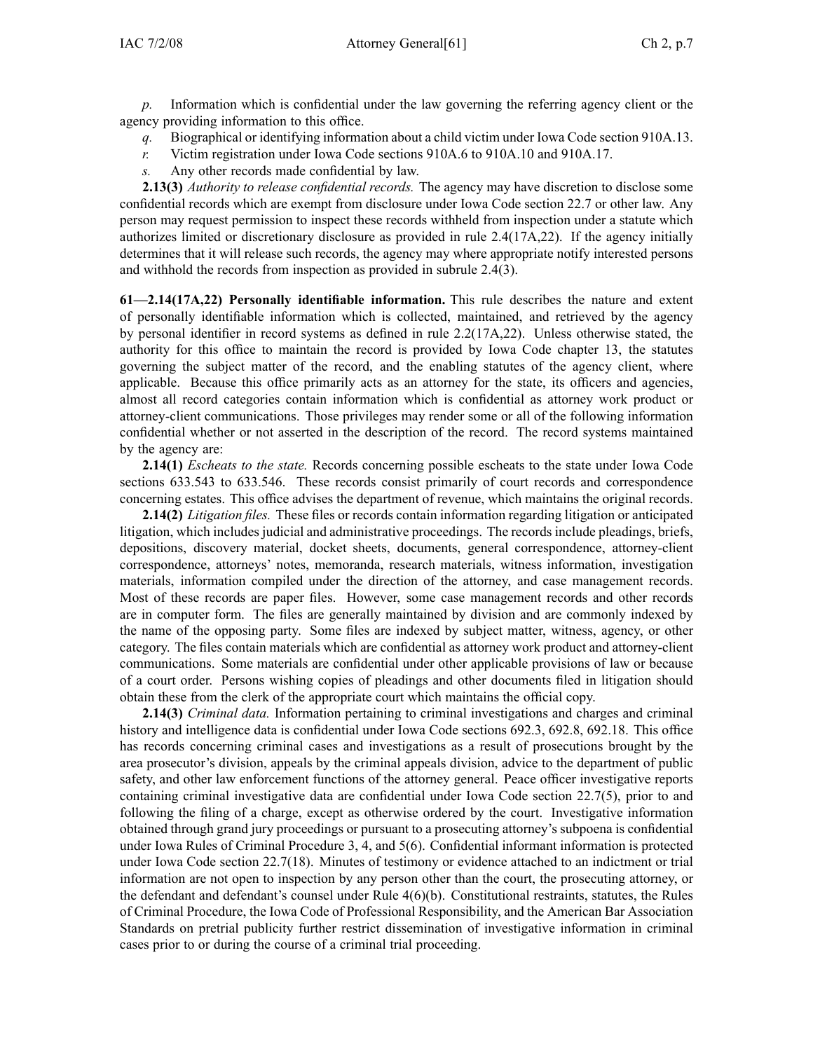*p.* Information which is confidential under the law governing the referring agency client or the agency providing information to this office.

*q.* Biographical or identifying information about a child victim under Iowa Code section 910A.13.

*r.* Victim registration under Iowa Code sections 910A.6 to 910A.10 and 910A.17.

*s.* Any other records made confidential by law.

**2.13(3)** *Authority to release confidential records.* The agency may have discretion to disclose some confidential records which are exempt from disclosure under Iowa Code section 22.7 or other law. Any person may request permission to inspect these records withheld from inspection under a statute which authorizes limited or discretionary disclosure as provided in rule 2.4(17A,22). If the agency initially determines that it will release such records, the agency may where appropriate notify interested persons and withhold the records from inspection as provided in subrule 2.4(3).

**61—2.14(17A,22) Personally identifiable information.** This rule describes the nature and extent of personally identifiable information which is collected, maintained, and retrieved by the agency by personal identifier in record systems as defined in rule 2.2(17A,22). Unless otherwise stated, the authority for this office to maintain the record is provided by Iowa Code chapter 13, the statutes governing the subject matter of the record, and the enabling statutes of the agency client, where applicable. Because this office primarily acts as an attorney for the state, its officers and agencies, almost all record categories contain information which is confidential as attorney work product or attorney-client communications. Those privileges may render some or all of the following information confidential whether or not asserted in the description of the record. The record systems maintained by the agency are:

**2.14(1)** *Escheats to the state.* Records concerning possible escheats to the state under Iowa Code sections 633.543 to 633.546. These records consist primarily of court records and correspondence concerning estates. This office advises the department of revenue, which maintains the original records.

**2.14(2)** *Litigation files.* These files or records contain information regarding litigation or anticipated litigation, which includes judicial and administrative proceedings. The records include pleadings, briefs, depositions, discovery material, docket sheets, documents, general correspondence, attorney-client correspondence, attorneys' notes, memoranda, research materials, witness information, investigation materials, information compiled under the direction of the attorney, and case management records. Most of these records are paper files. However, some case management records and other records are in computer form. The files are generally maintained by division and are commonly indexed by the name of the opposing party. Some files are indexed by subject matter, witness, agency, or other category. The files contain materials which are confidential as attorney work product and attorney-client communications. Some materials are confidential under other applicable provisions of law or because of a court order. Persons wishing copies of pleadings and other documents filed in litigation should obtain these from the clerk of the appropriate court which maintains the official copy.

**2.14(3)** *Criminal data.* Information pertaining to criminal investigations and charges and criminal history and intelligence data is confidential under Iowa Code sections 692.3, 692.8, 692.18. This office has records concerning criminal cases and investigations as a result of prosecutions brought by the area prosecutor's division, appeals by the criminal appeals division, advice to the department of public safety, and other law enforcement functions of the attorney general. Peace officer investigative reports containing criminal investigative data are confidential under Iowa Code section 22.7(5), prior to and following the filing of a charge, except as otherwise ordered by the court. Investigative information obtained through grand jury proceedings or pursuant to a prosecuting attorney's subpoena is confidential under Iowa Rules of Criminal Procedure 3, 4, and 5(6). Confidential informant information is protected under Iowa Code section 22.7(18). Minutes of testimony or evidence attached to an indictment or trial information are not open to inspection by any person other than the court, the prosecuting attorney, or the defendant and defendant's counsel under Rule 4(6)(b). Constitutional restraints, statutes, the Rules of Criminal Procedure, the Iowa Code of Professional Responsibility, and the American Bar Association Standards on pretrial publicity further restrict dissemination of investigative information in criminal cases prior to or during the course of a criminal trial proceeding.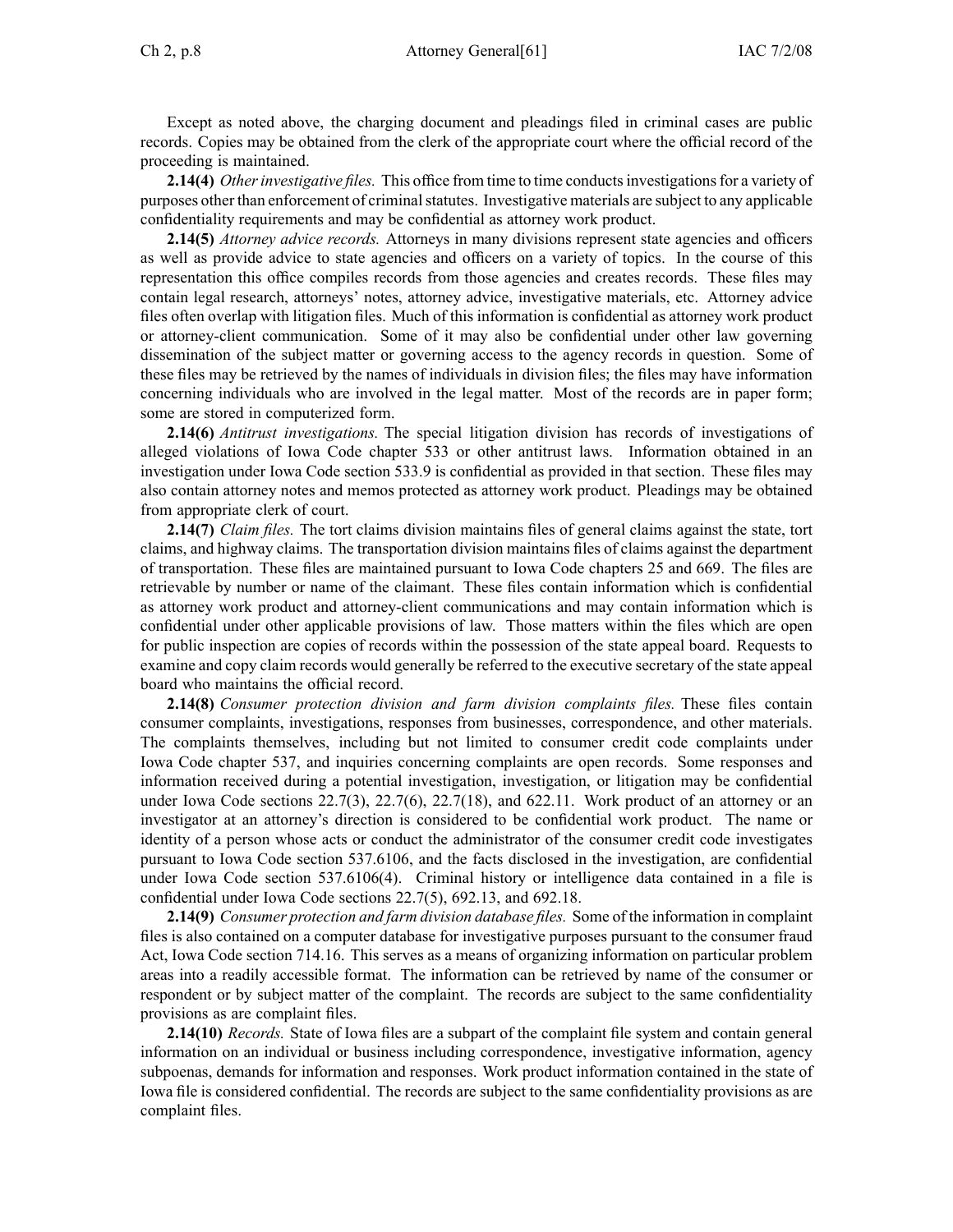Except as noted above, the charging document and pleadings filed in criminal cases are public records. Copies may be obtained from the clerk of the appropriate court where the official record of the proceeding is maintained.

**2.14(4)** *Other investigative files.* This office from time to time conducts investigations for a variety of purposes other than enforcement of criminal statutes. Investigative materials are subject to any applicable confidentiality requirements and may be confidential as attorney work product.

**2.14(5)** *Attorney advice records.* Attorneys in many divisions represent state agencies and officers as well as provide advice to state agencies and officers on a variety of topics. In the course of this representation this office compiles records from those agencies and creates records. These files may contain legal research, attorneys' notes, attorney advice, investigative materials, etc. Attorney advice files often overlap with litigation files. Much of this information is confidential as attorney work product or attorney-client communication. Some of it may also be confidential under other law governing dissemination of the subject matter or governing access to the agency records in question. Some of these files may be retrieved by the names of individuals in division files; the files may have information concerning individuals who are involved in the legal matter. Most of the records are in paper form; some are stored in computerized form.

**2.14(6)** *Antitrust investigations.* The special litigation division has records of investigations of alleged violations of Iowa Code chapter 533 or other antitrust laws. Information obtained in an investigation under Iowa Code section 533.9 is confidential as provided in that section. These files may also contain attorney notes and memos protected as attorney work product. Pleadings may be obtained from appropriate clerk of court.

**2.14(7)** *Claim files.* The tort claims division maintains files of general claims against the state, tort claims, and highway claims. The transportation division maintains files of claims against the department of transportation. These files are maintained pursuant to Iowa Code chapters 25 and 669. The files are retrievable by number or name of the claimant. These files contain information which is confidential as attorney work product and attorney-client communications and may contain information which is confidential under other applicable provisions of law. Those matters within the files which are open for public inspection are copies of records within the possession of the state appeal board. Requests to examine and copy claim records would generally be referred to the executive secretary of the state appeal board who maintains the official record.

**2.14(8)** *Consumer protection division and farm division complaints files.* These files contain consumer complaints, investigations, responses from businesses, correspondence, and other materials. The complaints themselves, including but not limited to consumer credit code complaints under Iowa Code chapter 537, and inquiries concerning complaints are open records. Some responses and information received during a potential investigation, investigation, or litigation may be confidential under Iowa Code sections 22.7(3), 22.7(6), 22.7(18), and 622.11. Work product of an attorney or an investigator at an attorney's direction is considered to be confidential work product. The name or identity of a person whose acts or conduct the administrator of the consumer credit code investigates pursuant to Iowa Code section 537.6106, and the facts disclosed in the investigation, are confidential under Iowa Code section 537.6106(4). Criminal history or intelligence data contained in a file is confidential under Iowa Code sections 22.7(5), 692.13, and 692.18.

**2.14(9)** *Consumer protection and farm division database files.* Some of the information in complaint files is also contained on a computer database for investigative purposes pursuant to the consumer fraud Act, Iowa Code section 714.16. This serves as a means of organizing information on particular problem areas into a readily accessible format. The information can be retrieved by name of the consumer or respondent or by subject matter of the complaint. The records are subject to the same confidentiality provisions as are complaint files.

**2.14(10)** *Records.* State of Iowa files are a subpart of the complaint file system and contain general information on an individual or business including correspondence, investigative information, agency subpoenas, demands for information and responses. Work product information contained in the state of Iowa file is considered confidential. The records are subject to the same confidentiality provisions as are complaint files.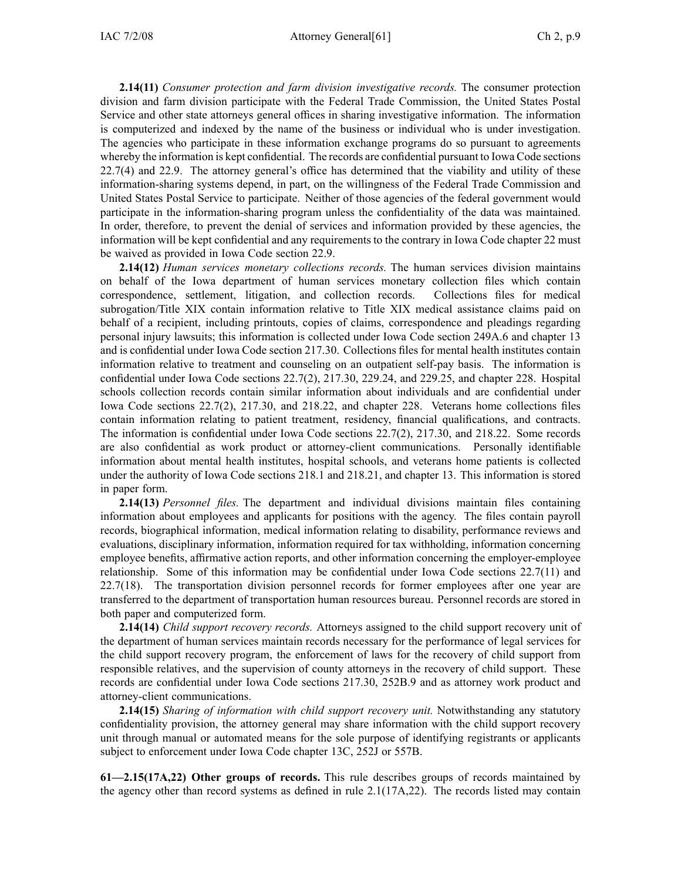**2.14(11)** *Consumer protection and farm division investigative records.* The consumer protection division and farm division participate with the Federal Trade Commission, the United States Postal Service and other state attorneys general offices in sharing investigative information. The information is computerized and indexed by the name of the business or individual who is under investigation. The agencies who participate in these information exchange programs do so pursuant to agreements whereby the information is kept confidential. The records are confidential pursuant to Iowa Code sections 22.7(4) and 22.9. The attorney general's office has determined that the viability and utility of these information-sharing systems depend, in part, on the willingness of the Federal Trade Commission and United States Postal Service to participate. Neither of those agencies of the federal government would participate in the information-sharing program unless the confidentiality of the data was maintained. In order, therefore, to prevent the denial of services and information provided by these agencies, the information will be kept confidential and any requirements to the contrary in Iowa Code chapter 22 must be waived as provided in Iowa Code section 22.9.

**2.14(12)** *Human services monetary collections records.* The human services division maintains on behalf of the Iowa department of human services monetary collection files which contain correspondence, settlement, litigation, and collection records. Collections files for medical subrogation/Title XIX contain information relative to Title XIX medical assistance claims paid on behalf of a recipient, including printouts, copies of claims, correspondence and pleadings regarding personal injury lawsuits; this information is collected under Iowa Code section 249A.6 and chapter 13 and is confidential under Iowa Code section 217.30. Collections files for mental health institutes contain information relative to treatment and counseling on an outpatient self-pay basis. The information is confidential under Iowa Code sections 22.7(2), 217.30, 229.24, and 229.25, and chapter 228. Hospital schools collection records contain similar information about individuals and are confidential under Iowa Code sections 22.7(2), 217.30, and 218.22, and chapter 228. Veterans home collections files contain information relating to patient treatment, residency, financial qualifications, and contracts. The information is confidential under Iowa Code sections 22.7(2), 217.30, and 218.22. Some records are also confidential as work product or attorney-client communications. Personally identifiable information about mental health institutes, hospital schools, and veterans home patients is collected under the authority of Iowa Code sections 218.1 and 218.21, and chapter 13. This information is stored in paper form.

**2.14(13)** *Personnel files.* The department and individual divisions maintain files containing information about employees and applicants for positions with the agency. The files contain payroll records, biographical information, medical information relating to disability, performance reviews and evaluations, disciplinary information, information required for tax withholding, information concerning employee benefits, affirmative action reports, and other information concerning the employer-employee relationship. Some of this information may be confidential under Iowa Code sections 22.7(11) and 22.7(18). The transportation division personnel records for former employees after one year are transferred to the department of transportation human resources bureau. Personnel records are stored in both paper and computerized form.

**2.14(14)** *Child support recovery records.* Attorneys assigned to the child support recovery unit of the department of human services maintain records necessary for the performance of legal services for the child support recovery program, the enforcement of laws for the recovery of child support from responsible relatives, and the supervision of county attorneys in the recovery of child support. These records are confidential under Iowa Code sections 217.30, 252B.9 and as attorney work product and attorney-client communications.

**2.14(15)** *Sharing of information with child support recovery unit.* Notwithstanding any statutory confidentiality provision, the attorney general may share information with the child support recovery unit through manual or automated means for the sole purpose of identifying registrants or applicants subject to enforcement under Iowa Code chapter 13C, 252J or 557B.

**61—2.15(17A,22) Other groups of records.** This rule describes groups of records maintained by the agency other than record systems as defined in rule 2.1(17A,22). The records listed may contain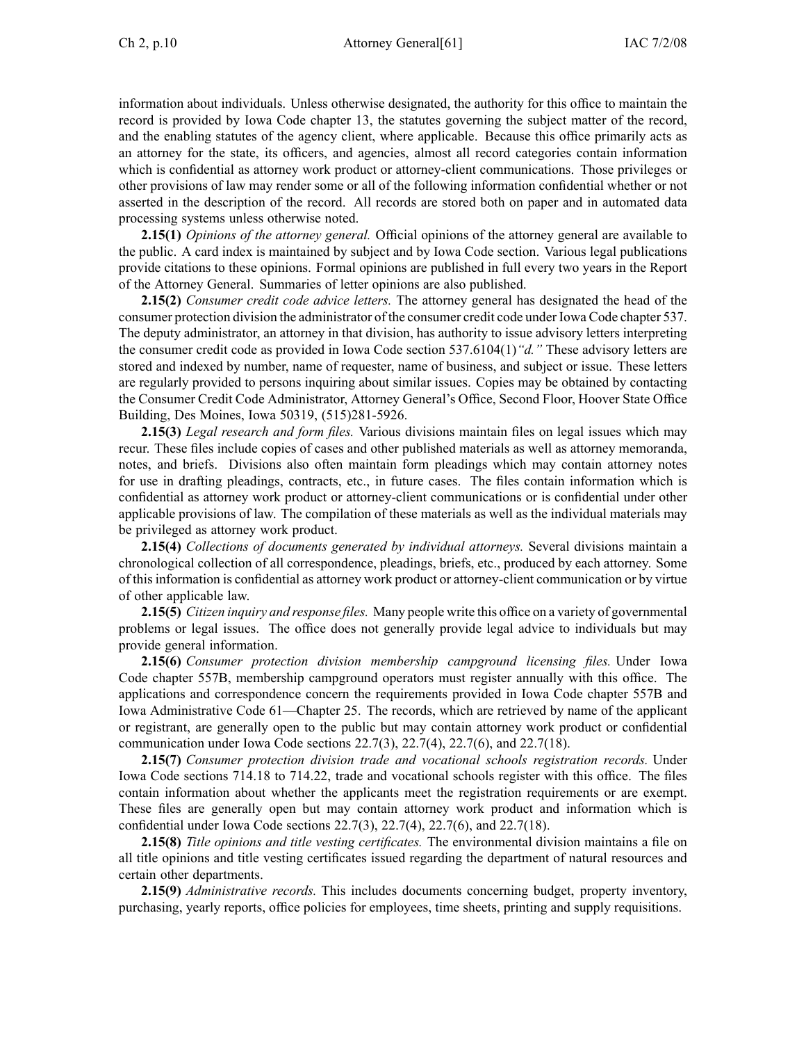information about individuals. Unless otherwise designated, the authority for this office to maintain the record is provided by Iowa Code chapter 13, the statutes governing the subject matter of the record, and the enabling statutes of the agency client, where applicable. Because this office primarily acts as an attorney for the state, its officers, and agencies, almost all record categories contain information which is confidential as attorney work product or attorney-client communications. Those privileges or other provisions of law may render some or all of the following information confidential whether or not asserted in the description of the record. All records are stored both on paper and in automated data processing systems unless otherwise noted.

**2.15(1)** *Opinions of the attorney general.* Official opinions of the attorney general are available to the public. A card index is maintained by subject and by Iowa Code section. Various legal publications provide citations to these opinions. Formal opinions are published in full every two years in the Report of the Attorney General. Summaries of letter opinions are also published.

**2.15(2)** *Consumer credit code advice letters.* The attorney general has designated the head of the consumer protection division the administrator of the consumer credit code under Iowa Code chapter 537. The deputy administrator, an attorney in that division, has authority to issue advisory letters interpreting the consumer credit code as provided in Iowa Code section 537.6104(1)*"d."* These advisory letters are stored and indexed by number, name of requester, name of business, and subject or issue. These letters are regularly provided to persons inquiring about similar issues. Copies may be obtained by contacting the Consumer Credit Code Administrator, Attorney General's Office, Second Floor, Hoover State Office Building, Des Moines, Iowa 50319, (515)281-5926.

**2.15(3)** *Legal research and form files.* Various divisions maintain files on legal issues which may recur. These files include copies of cases and other published materials as well as attorney memoranda, notes, and briefs. Divisions also often maintain form pleadings which may contain attorney notes for use in drafting pleadings, contracts, etc., in future cases. The files contain information which is confidential as attorney work product or attorney-client communications or is confidential under other applicable provisions of law. The compilation of these materials as well as the individual materials may be privileged as attorney work product.

**2.15(4)** *Collections of documents generated by individual attorneys.* Several divisions maintain a chronological collection of all correspondence, pleadings, briefs, etc., produced by each attorney. Some of this information is confidential as attorney work product or attorney-client communication or by virtue of other applicable law.

**2.15(5)** *Citizen inquiry and response files.* Many people write this office on a variety of governmental problems or legal issues. The office does not generally provide legal advice to individuals but may provide general information.

**2.15(6)** *Consumer protection division membership campground licensing files.* Under Iowa Code chapter 557B, membership campground operators must register annually with this office. The applications and correspondence concern the requirements provided in Iowa Code chapter 557B and Iowa Administrative Code 61—Chapter 25. The records, which are retrieved by name of the applicant or registrant, are generally open to the public but may contain attorney work product or confidential communication under Iowa Code sections 22.7(3), 22.7(4), 22.7(6), and 22.7(18).

**2.15(7)** *Consumer protection division trade and vocational schools registration records.* Under Iowa Code sections 714.18 to 714.22, trade and vocational schools register with this office. The files contain information about whether the applicants meet the registration requirements or are exempt. These files are generally open but may contain attorney work product and information which is confidential under Iowa Code sections 22.7(3), 22.7(4), 22.7(6), and 22.7(18).

**2.15(8)** *Title opinions and title vesting certificates.* The environmental division maintains a file on all title opinions and title vesting certificates issued regarding the department of natural resources and certain other departments.

**2.15(9)** *Administrative records.* This includes documents concerning budget, property inventory, purchasing, yearly reports, office policies for employees, time sheets, printing and supply requisitions.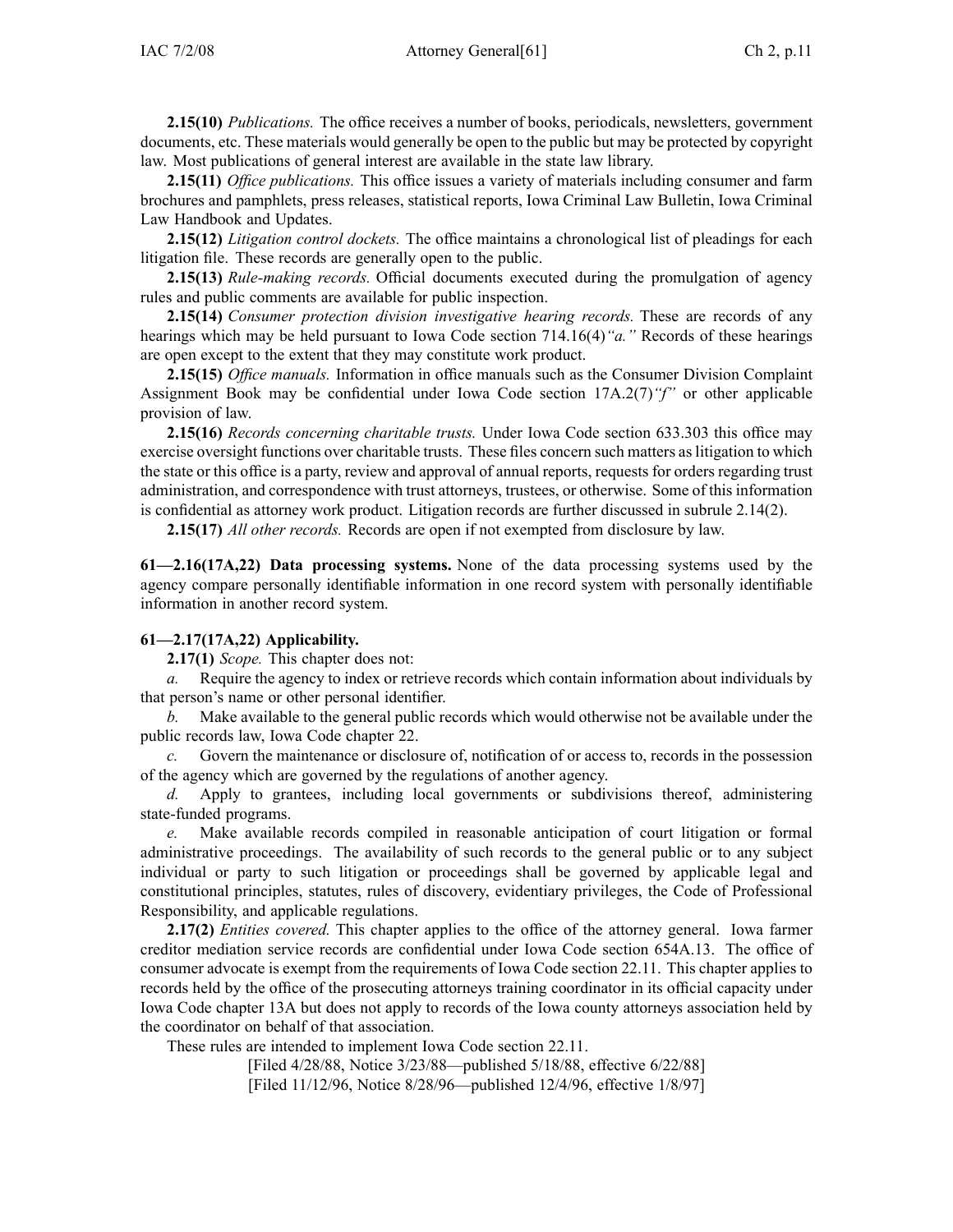**2.15(10)** *Publications.* The office receives a number of books, periodicals, newsletters, government documents, etc. These materials would generally be open to the public but may be protected by copyright law. Most publications of general interest are available in the state law library.

**2.15(11)** *Office publications.* This office issues a variety of materials including consumer and farm brochures and pamphlets, press releases, statistical reports, Iowa Criminal Law Bulletin, Iowa Criminal Law Handbook and Updates.

**2.15(12)** *Litigation control dockets.* The office maintains a chronological list of pleadings for each litigation file. These records are generally open to the public.

**2.15(13)** *Rule-making records.* Official documents executed during the promulgation of agency rules and public comments are available for public inspection.

**2.15(14)** *Consumer protection division investigative hearing records.* These are records of any hearings which may be held pursuant to Iowa Code section 714.16(4)*"a."* Records of these hearings are open except to the extent that they may constitute work product.

**2.15(15)** *Office manuals.* Information in office manuals such as the Consumer Division Complaint Assignment Book may be confidential under Iowa Code section 17A.2(7)*"f"* or other applicable provision of law.

**2.15(16)** *Records concerning charitable trusts.* Under Iowa Code section 633.303 this office may exercise oversight functions over charitable trusts. These files concern such matters as litigation to which the state or this office is a party, review and approval of annual reports, requests for orders regarding trust administration, and correspondence with trust attorneys, trustees, or otherwise. Some of this information is confidential as attorney work product. Litigation records are further discussed in subrule 2.14(2).

**2.15(17)** *All other records.* Records are open if not exempted from disclosure by law.

**61—2.16(17A,22) Data processing systems.** None of the data processing systems used by the agency compare personally identifiable information in one record system with personally identifiable information in another record system.

**61—2.17(17A,22) Applicability.**

**2.17(1)** *Scope.* This chapter does not:

*a.* Require the agency to index or retrieve records which contain information about individuals by that person's name or other personal identifier.

*b.* Make available to the general public records which would otherwise not be available under the public records law, Iowa Code chapter 22.

*c.* Govern the maintenance or disclosure of, notification of or access to, records in the possession of the agency which are governed by the regulations of another agency.

*d.* Apply to grantees, including local governments or subdivisions thereof, administering state-funded programs.

*e.* Make available records compiled in reasonable anticipation of court litigation or formal administrative proceedings. The availability of such records to the general public or to any subject individual or party to such litigation or proceedings shall be governed by applicable legal and constitutional principles, statutes, rules of discovery, evidentiary privileges, the Code of Professional Responsibility, and applicable regulations.

**2.17(2)** *Entities covered.* This chapter applies to the office of the attorney general. Iowa farmer creditor mediation service records are confidential under Iowa Code section 654A.13. The office of consumer advocate is exempt from the requirements of Iowa Code section 22.11. This chapter applies to records held by the office of the prosecuting attorneys training coordinator in its official capacity under Iowa Code chapter 13A but does not apply to records of the Iowa county attorneys association held by the coordinator on behalf of that association.

These rules are intended to implement Iowa Code section 22.11.

[Filed 4/28/88, Notice 3/23/88—published 5/18/88, effective 6/22/88]
[Filed 11/12/96, Notice 8/28/96—published 12/4/96, effective 1/8/97]